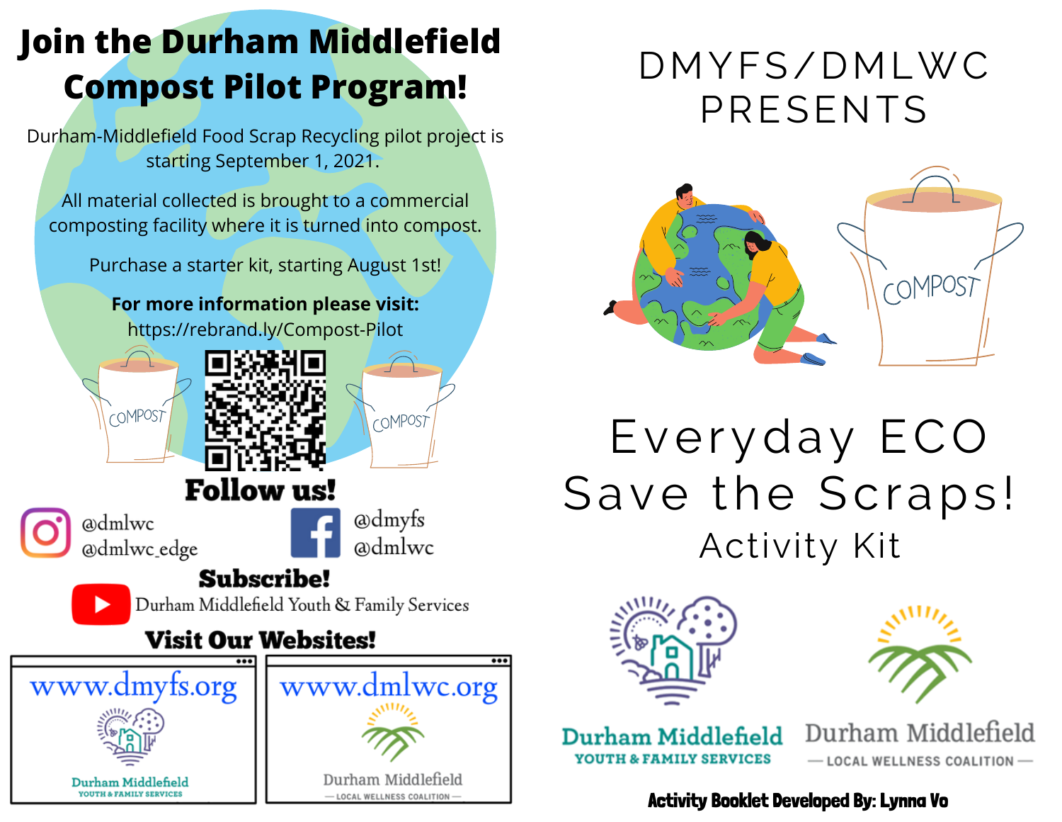# Join the Durham Middlefield Compost Pilot Program!

Durham-Middlefield Food Scrap Recycling pilot project is starting September 1, 2021.

All material collected is brought to a commercial composting facility where it is turned into compost.

Purchase a starter kit, starting August 1st!

**For more information please visit:**
https://rebrand.ly/Compost-Pilot

COMPOST

COMPOST

## Follow us!

@dmlwc
@dmlwc_edge

@dmyfs
@dmlwc

## Subscribe!

Durham Middlefield Youth & Family Services

## Visit Our Websites!

www.dmyfs.org

Durham Middlefield
YOUTH & FAMILY SERVICES

www.dmlwc.org

Durham Middlefield
— LOCAL WELLNESS COALITION —

# DMYFS/DMLWC PRESENTS

COMPOST

# Everyday ECO Save the Scraps!

## Activity Kit

Durham Middlefield
YOUTH & FAMILY SERVICES

Durham Middlefield
— LOCAL WELLNESS COALITION —

**Activity Booklet Developed By: Lynna Vo**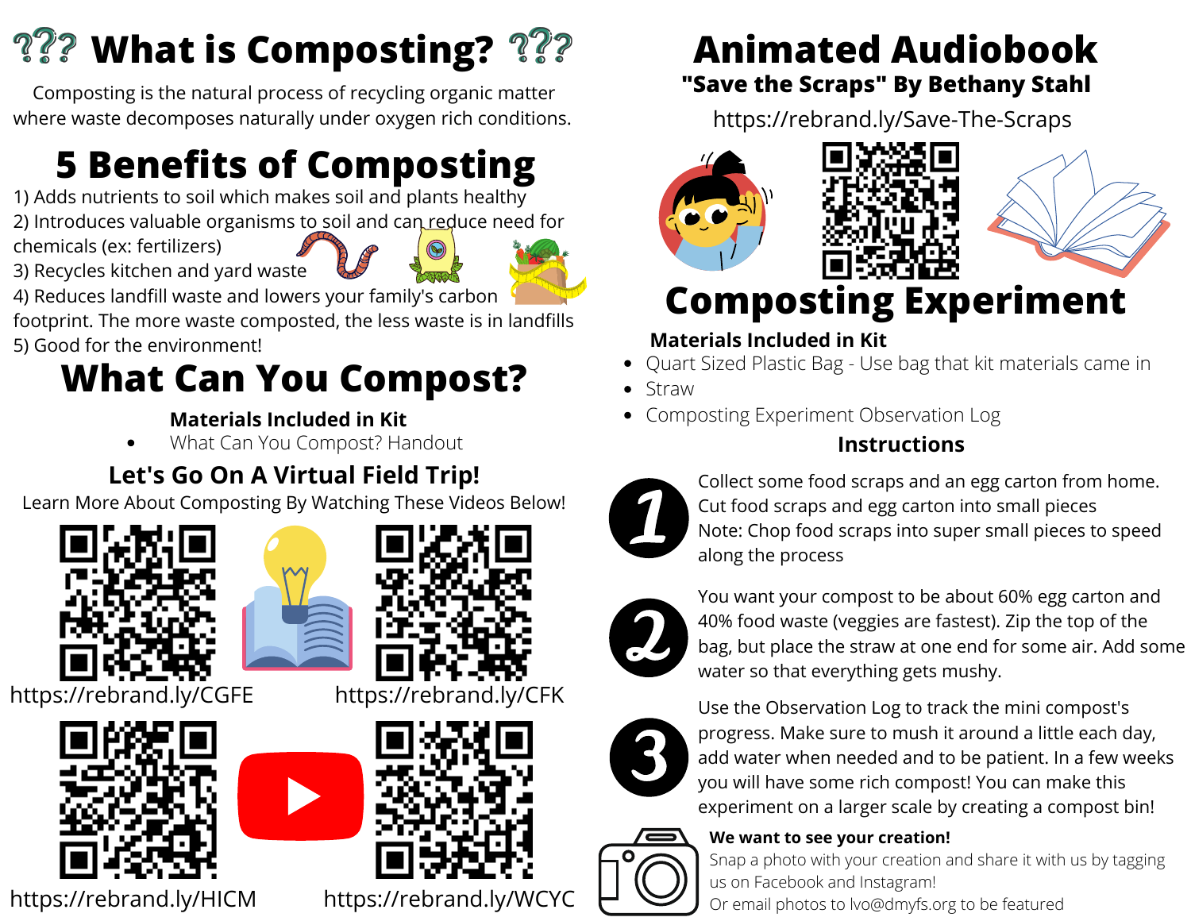# ??? What is Composting? ???

Composting is the natural process of recycling organic matter where waste decomposes naturally under oxygen rich conditions.

# 5 Benefits of Composting

1) Adds nutrients to soil which makes soil and plants healthy
2) Introduces valuable organisms to soil and can reduce need for chemicals (ex: fertilizers)
3) Recycles kitchen and yard waste
4) Reduces landfill waste and lowers your family's carbon footprint. The more waste composted, the less waste is in landfills
5) Good for the environment!

# What Can You Compost?

**Materials Included in Kit**

- What Can You Compost? Handout

## Let's Go On A Virtual Field Trip!

Learn More About Composting By Watching These Videos Below!

https://rebrand.ly/CGFE

https://rebrand.ly/CFK

https://rebrand.ly/HICM

https://rebrand.ly/WCYC

# Animated Audiobook

**"Save the Scraps" By Bethany Stahl**

https://rebrand.ly/Save-The-Scraps

# Composting Experiment

**Materials Included in Kit**

- Quart Sized Plastic Bag - Use bag that kit materials came in
- Straw
- Composting Experiment Observation Log

### Instructions

1. Collect some food scraps and an egg carton from home. Cut food scraps and egg carton into small pieces
   Note: Chop food scraps into super small pieces to speed along the process

2. You want your compost to be about 60% egg carton and 40% food waste (veggies are fastest). Zip the top of the bag, but place the straw at one end for some air. Add some water so that everything gets mushy.

3. Use the Observation Log to track the mini compost's progress. Make sure to mush it around a little each day, add water when needed and to be patient. In a few weeks you will have some rich compost! You can make this experiment on a larger scale by creating a compost bin!

**We want to see your creation!**

Snap a photo with your creation and share it with us by tagging us on Facebook and Instagram!
Or email photos to lvo@dmyfs.org to be featured